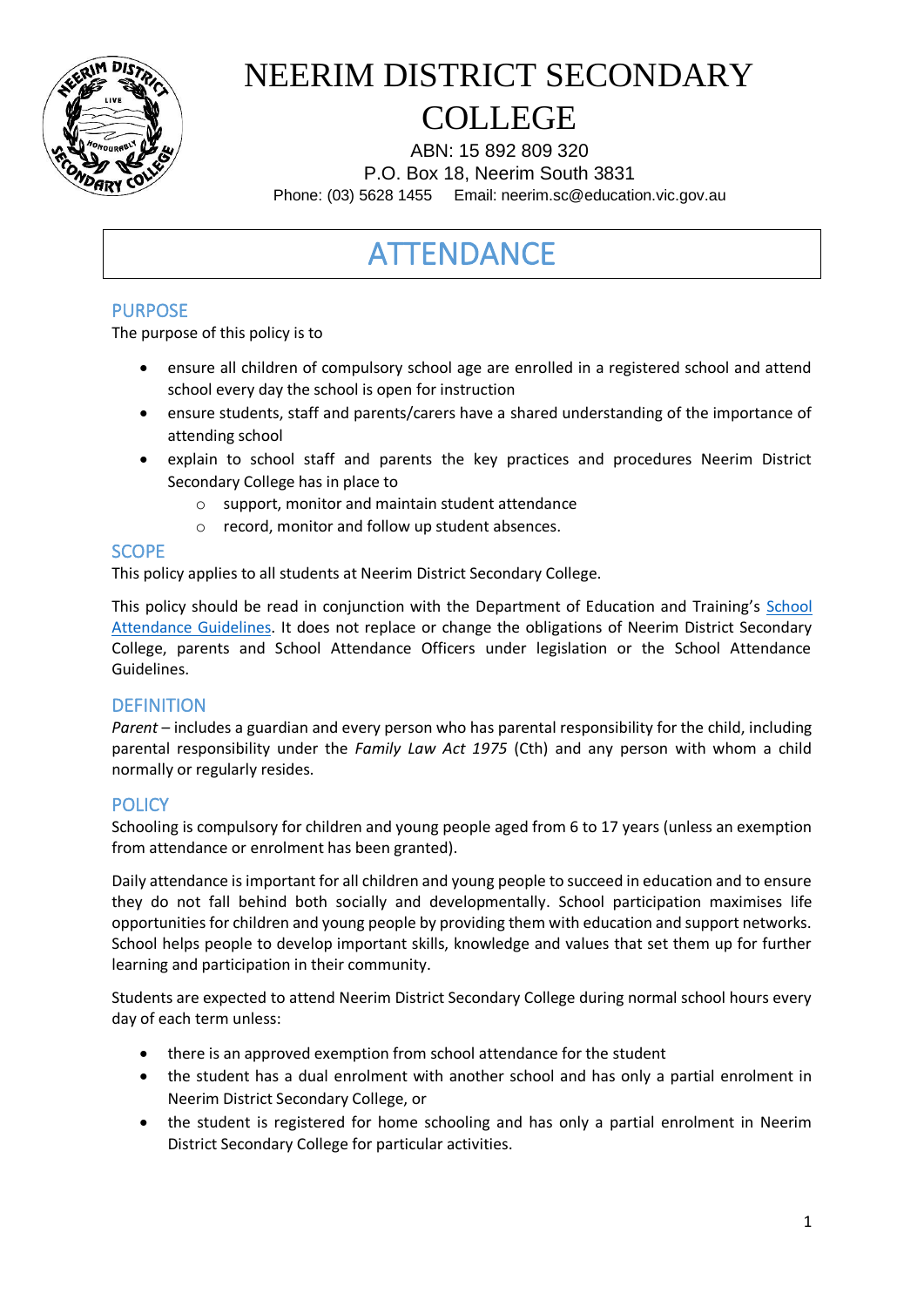# NEERIM DISTRICT SECONDARY COLLEGE

ABN: 15 892 809 320
P.O. Box 18, Neerim South 3831
Phone: (03) 5628 1455  Email: neerim.sc@education.vic.gov.au

# ATTENDANCE

## PURPOSE

The purpose of this policy is to

- ensure all children of compulsory school age are enrolled in a registered school and attend school every day the school is open for instruction
- ensure students, staff and parents/carers have a shared understanding of the importance of attending school
- explain to school staff and parents the key practices and procedures Neerim District Secondary College has in place to
  - support, monitor and maintain student attendance
  - record, monitor and follow up student absences.

## SCOPE

This policy applies to all students at Neerim District Secondary College.

This policy should be read in conjunction with the Department of Education and Training's [School Attendance Guidelines](). It does not replace or change the obligations of Neerim District Secondary College, parents and School Attendance Officers under legislation or the School Attendance Guidelines.

## DEFINITION

*Parent* – includes a guardian and every person who has parental responsibility for the child, including parental responsibility under the *Family Law Act 1975* (Cth) and any person with whom a child normally or regularly resides.

## POLICY

Schooling is compulsory for children and young people aged from 6 to 17 years (unless an exemption from attendance or enrolment has been granted).

Daily attendance is important for all children and young people to succeed in education and to ensure they do not fall behind both socially and developmentally. School participation maximises life opportunities for children and young people by providing them with education and support networks. School helps people to develop important skills, knowledge and values that set them up for further learning and participation in their community.

Students are expected to attend Neerim District Secondary College during normal school hours every day of each term unless:

- there is an approved exemption from school attendance for the student
- the student has a dual enrolment with another school and has only a partial enrolment in Neerim District Secondary College, or
- the student is registered for home schooling and has only a partial enrolment in Neerim District Secondary College for particular activities.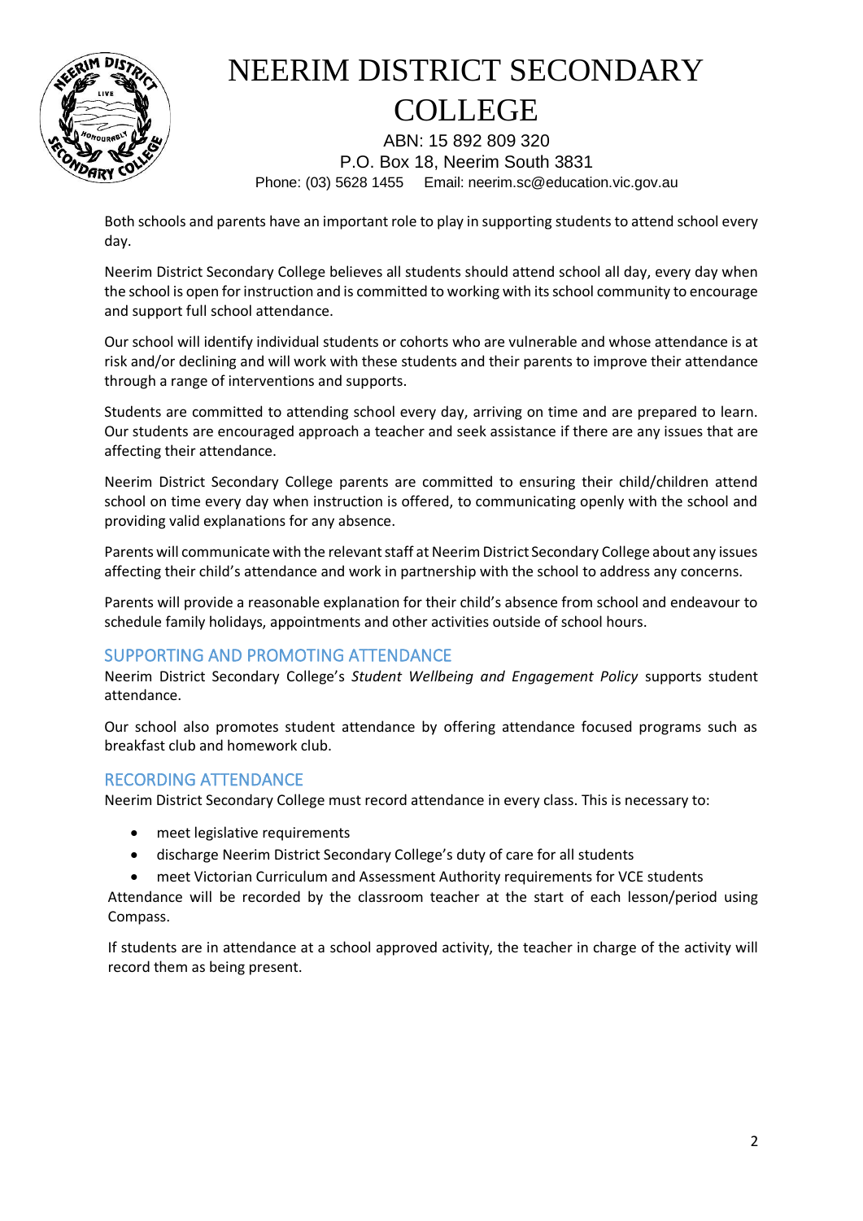Both schools and parents have an important role to play in supporting students to attend school every day.

Neerim District Secondary College believes all students should attend school all day, every day when the school is open for instruction and is committed to working with its school community to encourage and support full school attendance.

Our school will identify individual students or cohorts who are vulnerable and whose attendance is at risk and/or declining and will work with these students and their parents to improve their attendance through a range of interventions and supports.

Students are committed to attending school every day, arriving on time and are prepared to learn. Our students are encouraged approach a teacher and seek assistance if there are any issues that are affecting their attendance.

Neerim District Secondary College parents are committed to ensuring their child/children attend school on time every day when instruction is offered, to communicating openly with the school and providing valid explanations for any absence.

Parents will communicate with the relevant staff at Neerim District Secondary College about any issues affecting their child's attendance and work in partnership with the school to address any concerns.

Parents will provide a reasonable explanation for their child's absence from school and endeavour to schedule family holidays, appointments and other activities outside of school hours.

## SUPPORTING AND PROMOTING ATTENDANCE

Neerim District Secondary College's *Student Wellbeing and Engagement Policy* supports student attendance.

Our school also promotes student attendance by offering attendance focused programs such as breakfast club and homework club.

## RECORDING ATTENDANCE

Neerim District Secondary College must record attendance in every class. This is necessary to:

- meet legislative requirements
- discharge Neerim District Secondary College's duty of care for all students
- meet Victorian Curriculum and Assessment Authority requirements for VCE students

Attendance will be recorded by the classroom teacher at the start of each lesson/period using Compass.

If students are in attendance at a school approved activity, the teacher in charge of the activity will record them as being present.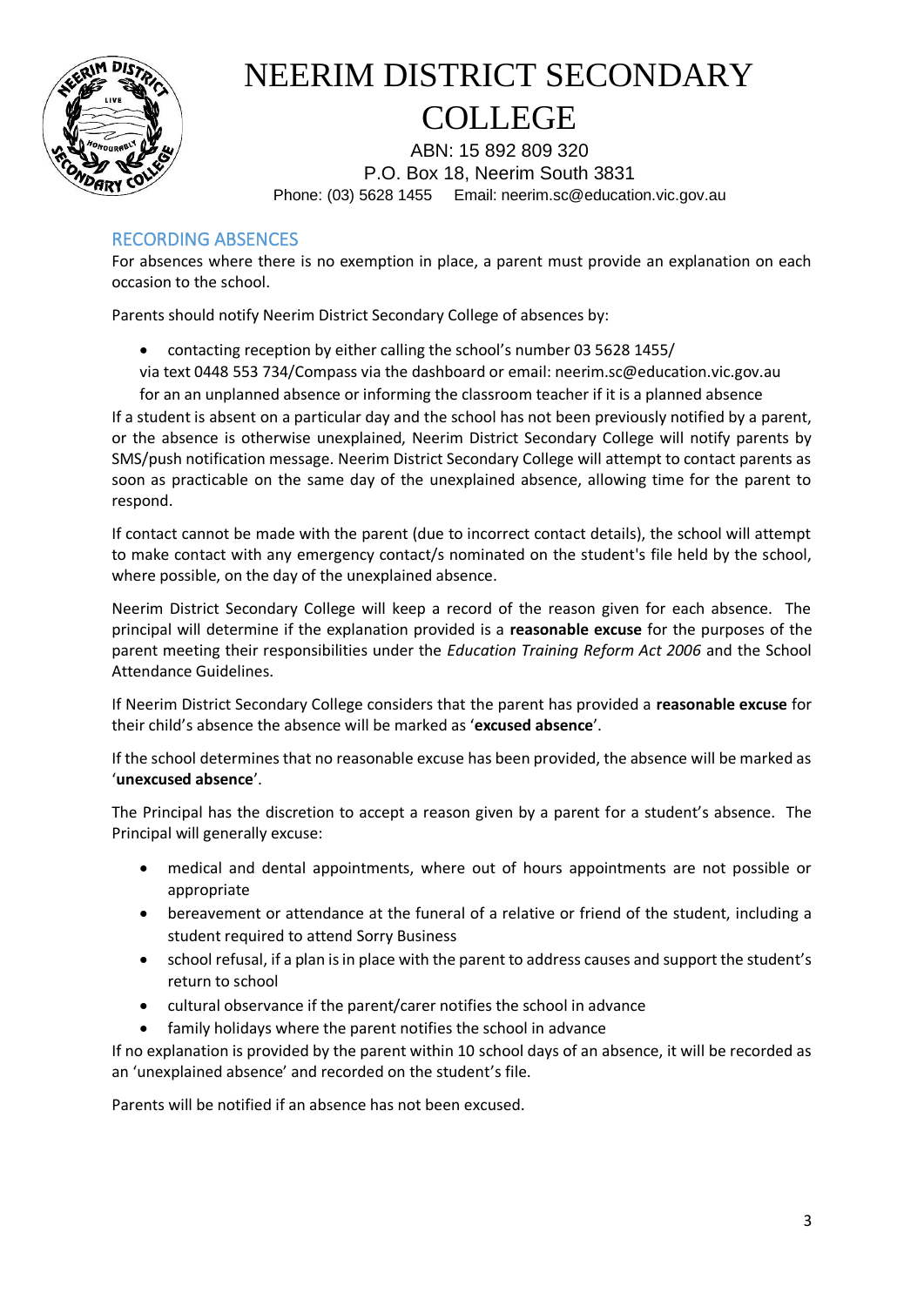## RECORDING ABSENCES

For absences where there is no exemption in place, a parent must provide an explanation on each occasion to the school.

Parents should notify Neerim District Secondary College of absences by:

- contacting reception by either calling the school's number 03 5628 1455/ via text 0448 553 734/Compass via the dashboard or email: neerim.sc@education.vic.gov.au for an an unplanned absence or informing the classroom teacher if it is a planned absence

If a student is absent on a particular day and the school has not been previously notified by a parent, or the absence is otherwise unexplained, Neerim District Secondary College will notify parents by SMS/push notification message. Neerim District Secondary College will attempt to contact parents as soon as practicable on the same day of the unexplained absence, allowing time for the parent to respond.

If contact cannot be made with the parent (due to incorrect contact details), the school will attempt to make contact with any emergency contact/s nominated on the student's file held by the school, where possible, on the day of the unexplained absence.

Neerim District Secondary College will keep a record of the reason given for each absence. The principal will determine if the explanation provided is a **reasonable excuse** for the purposes of the parent meeting their responsibilities under the *Education Training Reform Act 2006* and the School Attendance Guidelines.

If Neerim District Secondary College considers that the parent has provided a **reasonable excuse** for their child's absence the absence will be marked as '**excused absence**'.

If the school determines that no reasonable excuse has been provided, the absence will be marked as '**unexcused absence**'.

The Principal has the discretion to accept a reason given by a parent for a student's absence. The Principal will generally excuse:

- medical and dental appointments, where out of hours appointments are not possible or appropriate
- bereavement or attendance at the funeral of a relative or friend of the student, including a student required to attend Sorry Business
- school refusal, if a plan is in place with the parent to address causes and support the student's return to school
- cultural observance if the parent/carer notifies the school in advance
- family holidays where the parent notifies the school in advance

If no explanation is provided by the parent within 10 school days of an absence, it will be recorded as an 'unexplained absence' and recorded on the student's file.

Parents will be notified if an absence has not been excused.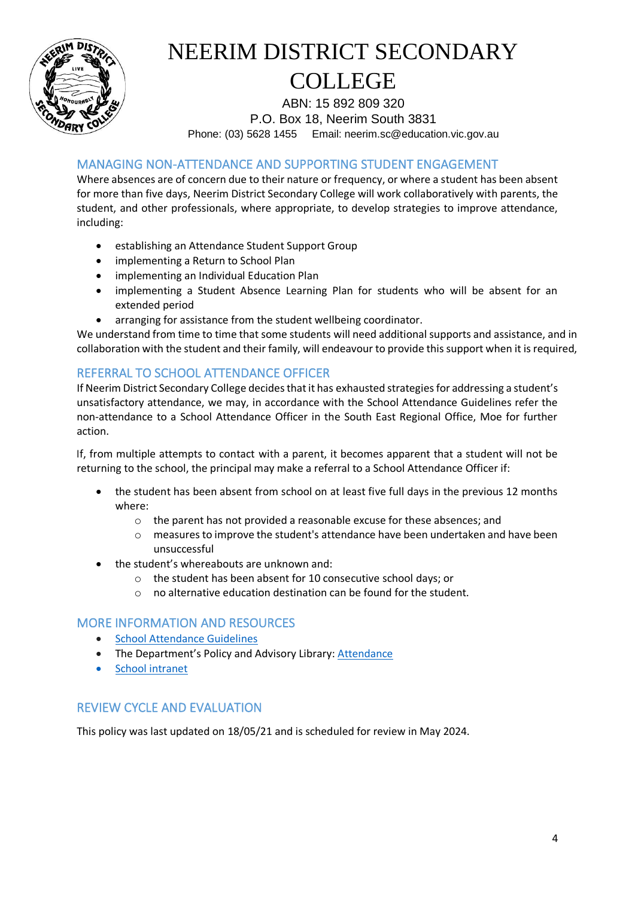# NEERIM DISTRICT SECONDARY COLLEGE

ABN: 15 892 809 320
P.O. Box 18, Neerim South 3831
Phone: (03) 5628 1455 Email: neerim.sc@education.vic.gov.au

## MANAGING NON-ATTENDANCE AND SUPPORTING STUDENT ENGAGEMENT

Where absences are of concern due to their nature or frequency, or where a student has been absent for more than five days, Neerim District Secondary College will work collaboratively with parents, the student, and other professionals, where appropriate, to develop strategies to improve attendance, including:

- establishing an Attendance Student Support Group
- implementing a Return to School Plan
- implementing an Individual Education Plan
- implementing a Student Absence Learning Plan for students who will be absent for an extended period
- arranging for assistance from the student wellbeing coordinator.

We understand from time to time that some students will need additional supports and assistance, and in collaboration with the student and their family, will endeavour to provide this support when it is required,

## REFERRAL TO SCHOOL ATTENDANCE OFFICER

If Neerim District Secondary College decides that it has exhausted strategies for addressing a student's unsatisfactory attendance, we may, in accordance with the School Attendance Guidelines refer the non-attendance to a School Attendance Officer in the South East Regional Office, Moe for further action.

If, from multiple attempts to contact with a parent, it becomes apparent that a student will not be returning to the school, the principal may make a referral to a School Attendance Officer if:

- the student has been absent from school on at least five full days in the previous 12 months where:
  - the parent has not provided a reasonable excuse for these absences; and
  - measures to improve the student's attendance have been undertaken and have been unsuccessful
- the student's whereabouts are unknown and:
  - the student has been absent for 10 consecutive school days; or
  - no alternative education destination can be found for the student.

## MORE INFORMATION AND RESOURCES

- School Attendance Guidelines
- The Department's Policy and Advisory Library: Attendance
- School intranet

## REVIEW CYCLE AND EVALUATION

This policy was last updated on 18/05/21 and is scheduled for review in May 2024.